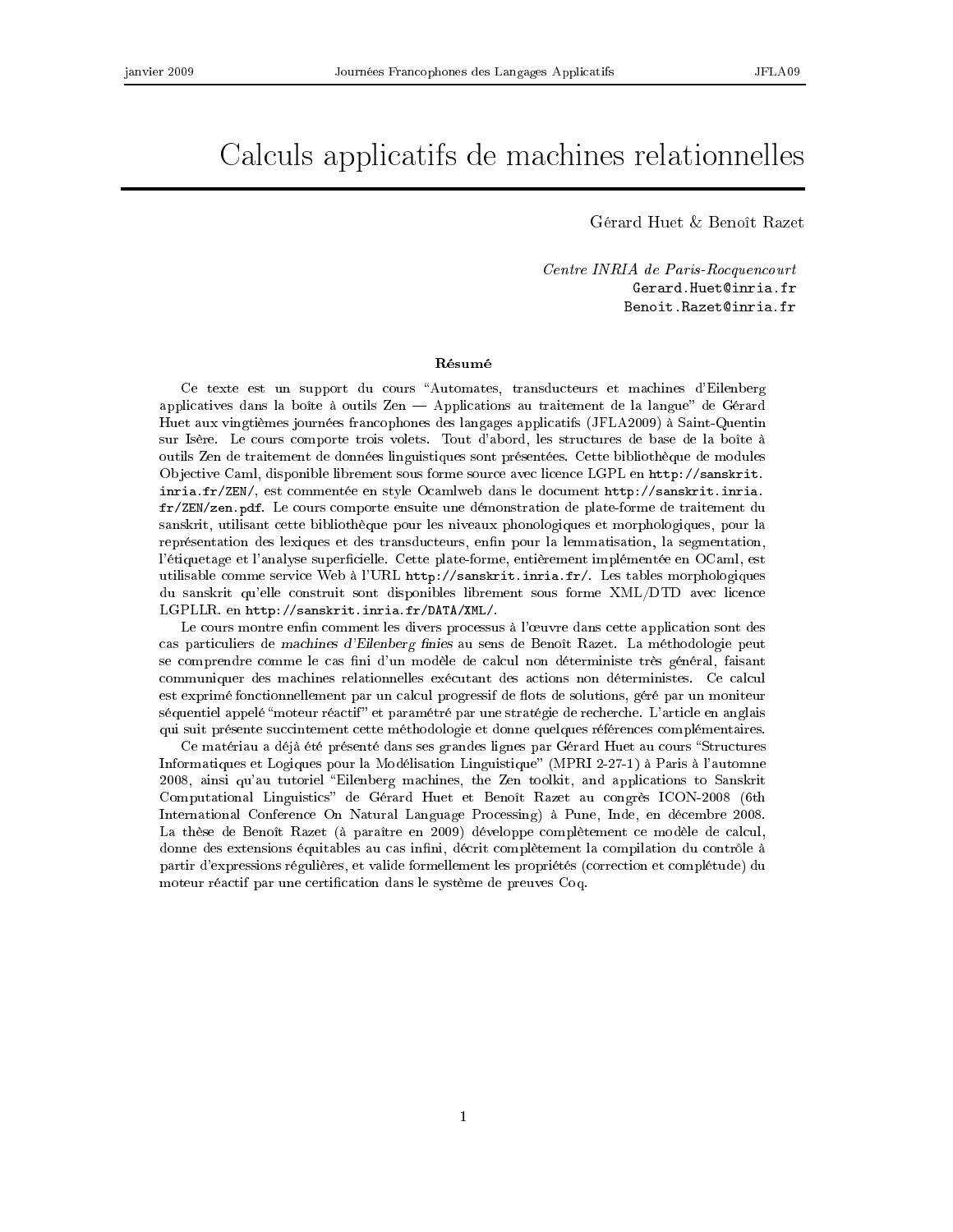# Calculs applicatifs de machines relationnelles

Gérard Huet & Benoît Razet

*Centre INRIA de Paris-Rocquencourt*
Gerard.Huet@inria.fr
Benoit.Razet@inria.fr

**Résumé**

Ce texte est un support du cours "Automates, transducteurs et machines d'Eilenberg applicatives dans la boîte à outils Zen — Applications au traitement de la langue" de Gérard Huet aux vingtièmes journées francophones des langages applicatifs (JFLA2009) à Saint-Quentin sur Isère. Le cours comporte trois volets. Tout d'abord, les structures de base de la boîte à outils Zen de traitement de données linguistiques sont présentées. Cette bibliothèque de modules Objective Caml, disponible librement sous forme source avec licence LGPL en `http://sanskrit.inria.fr/ZEN/`, est commentée en style Ocamlweb dans le document `http://sanskrit.inria.fr/ZEN/zen.pdf`. Le cours comporte ensuite une démonstration de plate-forme de traitement du sanskrit, utilisant cette bibliothèque pour les niveaux phonologiques et morphologiques, pour la représentation des lexiques et des transducteurs, enfin pour la lemmatisation, la segmentation, l'étiquetage et l'analyse superficielle. Cette plate-forme, entièrement implémentée en OCaml, est utilisable comme service Web à l'URL `http://sanskrit.inria.fr/`. Les tables morphologiques du sanskrit qu'elle construit sont disponibles librement sous forme XML/DTD avec licence LGPLLR. en `http://sanskrit.inria.fr/DATA/XML/`.

Le cours montre enfin comment les divers processus à l'œuvre dans cette application sont des cas particuliers de *machines d'Eilenberg finies* au sens de Benoît Razet. La méthodologie peut se comprendre comme le cas fini d'un modèle de calcul non déterministe très général, faisant communiquer des machines relationnelles exécutant des actions non déterministes. Ce calcul est exprimé fonctionnellement par un calcul progressif de flots de solutions, géré par un moniteur séquentiel appelé "moteur réactif" et paramétré par une stratégie de recherche. L'article en anglais qui suit présente succintement cette méthodologie et donne quelques références complémentaires.

Ce matériau a déjà été présenté dans ses grandes lignes par Gérard Huet au cours "Structures Informatiques et Logiques pour la Modélisation Linguistique" (MPRI 2-27-1) à Paris à l'automne 2008, ainsi qu'au tutoriel "Eilenberg machines, the Zen toolkit, and applications to Sanskrit Computational Linguistics" de Gérard Huet et Benoît Razet au congrès ICON-2008 (6th International Conference On Natural Language Processing) à Pune, Inde, en décembre 2008. La thèse de Benoît Razet (à paraître en 2009) développe complètement ce modèle de calcul, donne des extensions équitables au cas infini, décrit complètement la compilation du contrôle à partir d'expressions régulières, et valide formellement les propriétés (correction et complétude) du moteur réactif par une certification dans le système de preuves Coq.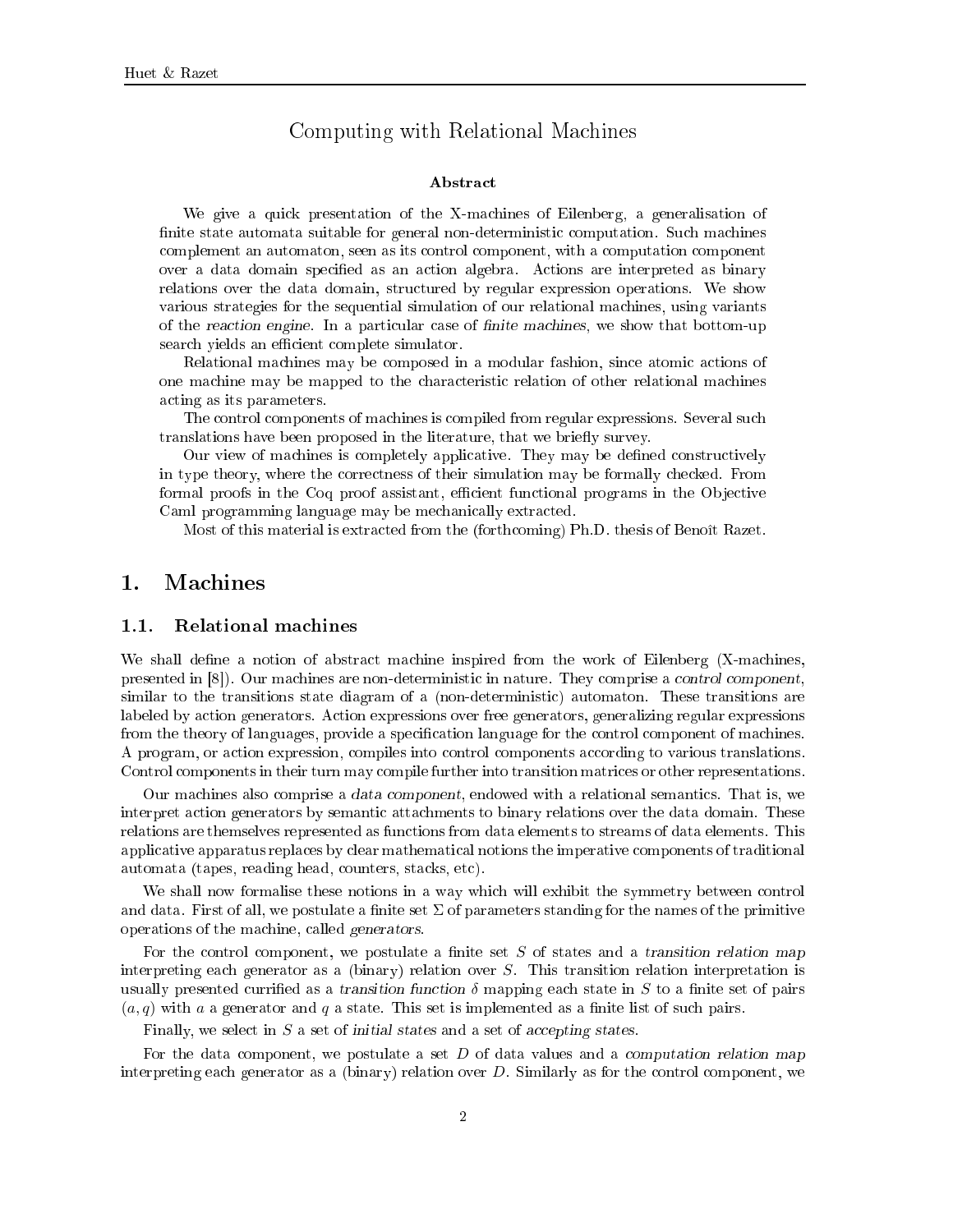# Computing with Relational Machines

**Abstract**

We give a quick presentation of the X-machines of Eilenberg, a generalisation of finite state automata suitable for general non-deterministic computation. Such machines complement an automaton, seen as its control component, with a computation component over a data domain specified as an action algebra. Actions are interpreted as binary relations over the data domain, structured by regular expression operations. We show various strategies for the sequential simulation of our relational machines, using variants of the *reaction engine*. In a particular case of *finite machines*, we show that bottom-up search yields an efficient complete simulator.

Relational machines may be composed in a modular fashion, since atomic actions of one machine may be mapped to the characteristic relation of other relational machines acting as its parameters.

The control components of machines is compiled from regular expressions. Several such translations have been proposed in the literature, that we briefly survey.

Our view of machines is completely applicative. They may be defined constructively in type theory, where the correctness of their simulation may be formally checked. From formal proofs in the Coq proof assistant, efficient functional programs in the Objective Caml programming language may be mechanically extracted.

Most of this material is extracted from the (forthcoming) Ph.D. thesis of Benoît Razet.

## 1. Machines

### 1.1. Relational machines

We shall define a notion of abstract machine inspired from the work of Eilenberg (X-machines, presented in [8]). Our machines are non-deterministic in nature. They comprise a *control component*, similar to the transitions state diagram of a (non-deterministic) automaton. These transitions are labeled by action generators. Action expressions over free generators, generalizing regular expressions from the theory of languages, provide a specification language for the control component of machines. A program, or action expression, compiles into control components according to various translations. Control components in their turn may compile further into transition matrices or other representations.

Our machines also comprise a *data component*, endowed with a relational semantics. That is, we interpret action generators by semantic attachments to binary relations over the data domain. These relations are themselves represented as functions from data elements to streams of data elements. This applicative apparatus replaces by clear mathematical notions the imperative components of traditional automata (tapes, reading head, counters, stacks, etc).

We shall now formalise these notions in a way which will exhibit the symmetry between control and data. First of all, we postulate a finite set $\Sigma$ of parameters standing for the names of the primitive operations of the machine, called *generators*.

For the control component, we postulate a finite set $S$ of states and a *transition relation map* interpreting each generator as a (binary) relation over $S$. This transition relation interpretation is usually presented currified as a *transition function* $\delta$ mapping each state in $S$ to a finite set of pairs $(a, q)$ with $a$ a generator and $q$ a state. This set is implemented as a finite list of such pairs.

Finally, we select in $S$ a set of *initial states* and a set of *accepting states*.

For the data component, we postulate a set $D$ of data values and a *computation relation map* interpreting each generator as a (binary) relation over $D$. Similarly as for the control component, we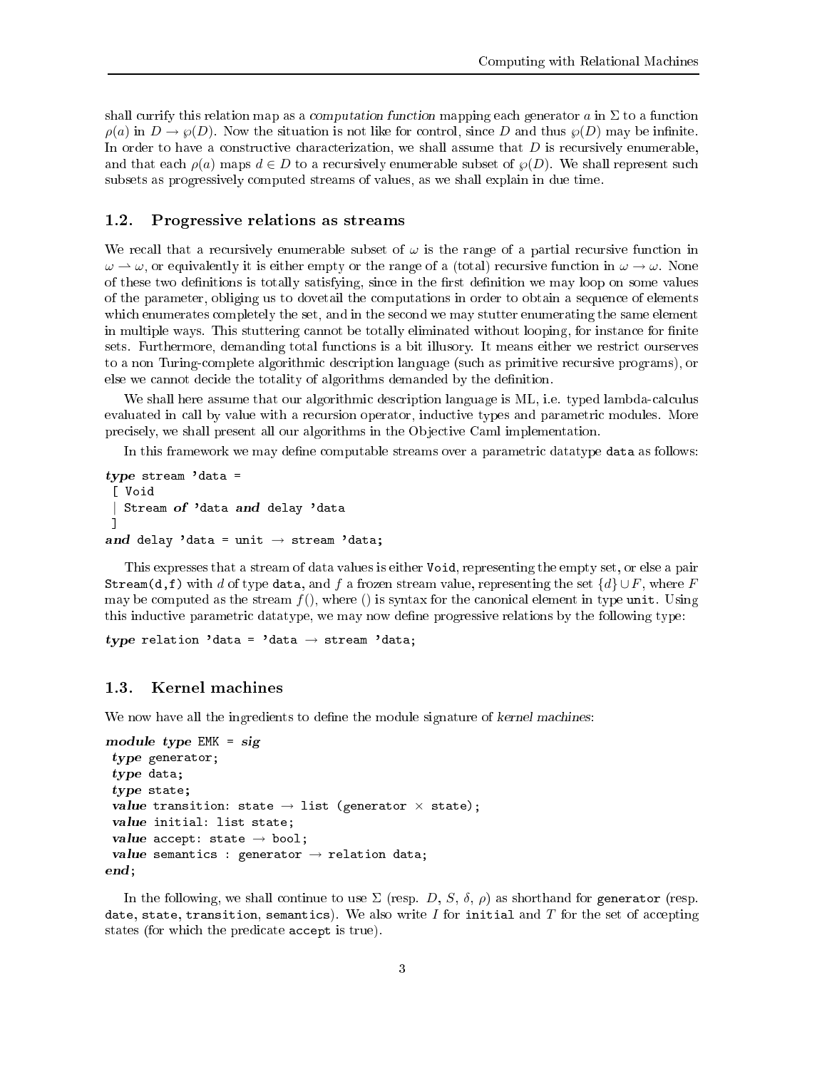shall currify this relation map as a *computation function* mapping each generator $a$ in $\Sigma$ to a function $\rho(a)$ in $D \to \wp(D)$. Now the situation is not like for control, since $D$ and thus $\wp(D)$ may be infinite. In order to have a constructive characterization, we shall assume that $D$ is recursively enumerable, and that each $\rho(a)$ maps $d \in D$ to a recursively enumerable subset of $\wp(D)$. We shall represent such subsets as progressively computed streams of values, as we shall explain in due time.

## 1.2. Progressive relations as streams

We recall that a recursively enumerable subset of $\omega$ is the range of a partial recursive function in $\omega \rightharpoonup \omega$, or equivalently it is either empty or the range of a (total) recursive function in $\omega \to \omega$. None of these two definitions is totally satisfying, since in the first definition we may loop on some values of the parameter, obliging us to dovetail the computations in order to obtain a sequence of elements which enumerates completely the set, and in the second we may stutter enumerating the same element in multiple ways. This stuttering cannot be totally eliminated without looping, for instance for finite sets. Furthermore, demanding total functions is a bit illusory. It means either we restrict ourserves to a non Turing-complete algorithmic description language (such as primitive recursive programs), or else we cannot decide the totality of algorithms demanded by the definition.

We shall here assume that our algorithmic description language is ML, i.e. typed lambda-calculus evaluated in call by value with a recursion operator, inductive types and parametric modules. More precisely, we shall present all our algorithms in the Objective Caml implementation.

In this framework we may define computable streams over a parametric datatype `data` as follows:

```
type stream 'data =
 [ Void
 | Stream of 'data and delay 'data
 ]
and delay 'data = unit → stream 'data;
```

This expresses that a stream of data values is either `Void`, representing the empty set, or else a pair `Stream(d,f)` with $d$ of type `data`, and $f$ a frozen stream value, representing the set $\{d\} \cup F$, where $F$ may be computed as the stream $f()$, where $()$ is syntax for the canonical element in type `unit`. Using this inductive parametric datatype, we may now define progressive relations by the following type:

```
type relation 'data = 'data → stream 'data;
```

## 1.3. Kernel machines

We now have all the ingredients to define the module signature of *kernel machines*:

```
module type EMK = sig
 type generator;
 type data;
 type state;
 value transition: state → list (generator × state);
 value initial: list state;
 value accept: state → bool;
 value semantics : generator → relation data;
end;
```

In the following, we shall continue to use $\Sigma$ (resp. $D$, $S$, $\delta$, $\rho$) as shorthand for `generator` (resp. `date`, `state`, `transition`, `semantics`). We also write $I$ for `initial` and $T$ for the set of accepting states (for which the predicate `accept` is true).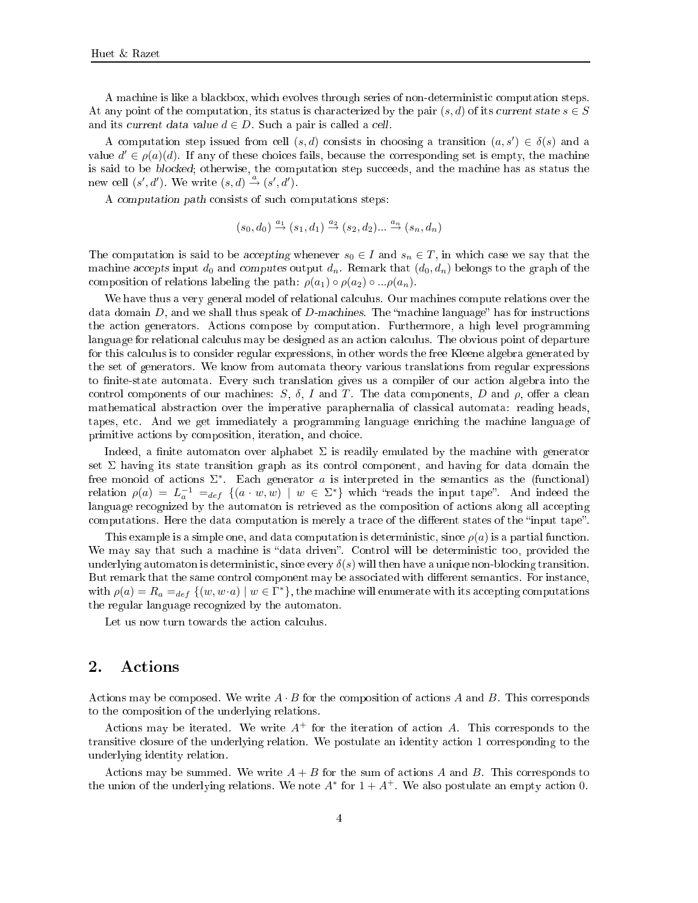A machine is like a blackbox, which evolves through series of non-deterministic computation steps. At any point of the computation, its status is characterized by the pair $(s, d)$ of its *current state* $s \in S$ and its *current data value* $d \in D$. Such a pair is called a *cell*.

A computation step issued from cell $(s, d)$ consists in choosing a transition $(a, s') \in \delta(s)$ and a value $d' \in \rho(a)(d)$. If any of these choices fails, because the corresponding set is empty, the machine is said to be *blocked*; otherwise, the computation step succeeds, and the machine has as status the new cell $(s', d')$. We write $(s, d) \xrightarrow{a} (s', d')$.

A *computation path* consists of such computations steps:

$$(s_0, d_0) \xrightarrow{a_1} (s_1, d_1) \xrightarrow{a_2} (s_2, d_2) ... \xrightarrow{a_n} (s_n, d_n)$$

The computation is said to be *accepting* whenever $s_0 \in I$ and $s_n \in T$, in which case we say that the machine *accepts* input $d_0$ and *computes* output $d_n$. Remark that $(d_0, d_n)$ belongs to the graph of the composition of relations labeling the path: $\rho(a_1) \circ \rho(a_2) \circ ... \rho(a_n)$.

We have thus a very general model of relational calculus. Our machines compute relations over the data domain $D$, and we shall thus speak of *D-machines*. The "machine language" has for instructions the action generators. Actions compose by computation. Furthermore, a high level programming language for relational calculus may be designed as an action calculus. The obvious point of departure for this calculus is to consider regular expressions, in other words the free Kleene algebra generated by the set of generators. We know from automata theory various translations from regular expressions to finite-state automata. Every such translation gives us a compiler of our action algebra into the control components of our machines: $S$, $\delta$, $I$ and $T$. The data components, $D$ and $\rho$, offer a clean mathematical abstraction over the imperative paraphernalia of classical automata: reading heads, tapes, etc. And we get immediately a programming language enriching the machine language of primitive actions by composition, iteration, and choice.

Indeed, a finite automaton over alphabet $\Sigma$ is readily emulated by the machine with generator set $\Sigma$ having its state transition graph as its control component, and having for data domain the free monoid of actions $\Sigma^*$. Each generator $a$ is interpreted in the semantics as the (functional) relation $\rho(a) = L_a^{-1} =_{def} \{(a \cdot w, w) \mid w \in \Sigma^*\}$ which "reads the input tape". And indeed the language recognized by the automaton is retrieved as the composition of actions along all accepting computations. Here the data computation is merely a trace of the different states of the "input tape".

This example is a simple one, and data computation is deterministic, since $\rho(a)$ is a partial function. We may say that such a machine is "data driven". Control will be deterministic too, provided the underlying automaton is deterministic, since every $\delta(s)$ will then have a unique non-blocking transition. But remark that the same control component may be associated with different semantics. For instance, with $\rho(a) = R_a =_{def} \{(w, w \cdot a) \mid w \in \Gamma^*\}$, the machine will enumerate with its accepting computations the regular language recognized by the automaton.

Let us now turn towards the action calculus.

## 2. Actions

Actions may be composed. We write $A \cdot B$ for the composition of actions $A$ and $B$. This corresponds to the composition of the underlying relations.

Actions may be iterated. We write $A^+$ for the iteration of action $A$. This corresponds to the transitive closure of the underlying relation. We postulate an identity action 1 corresponding to the underlying identity relation.

Actions may be summed. We write $A + B$ for the sum of actions $A$ and $B$. This corresponds to the union of the underlying relations. We note $A^*$ for $1 + A^+$. We also postulate an empty action 0.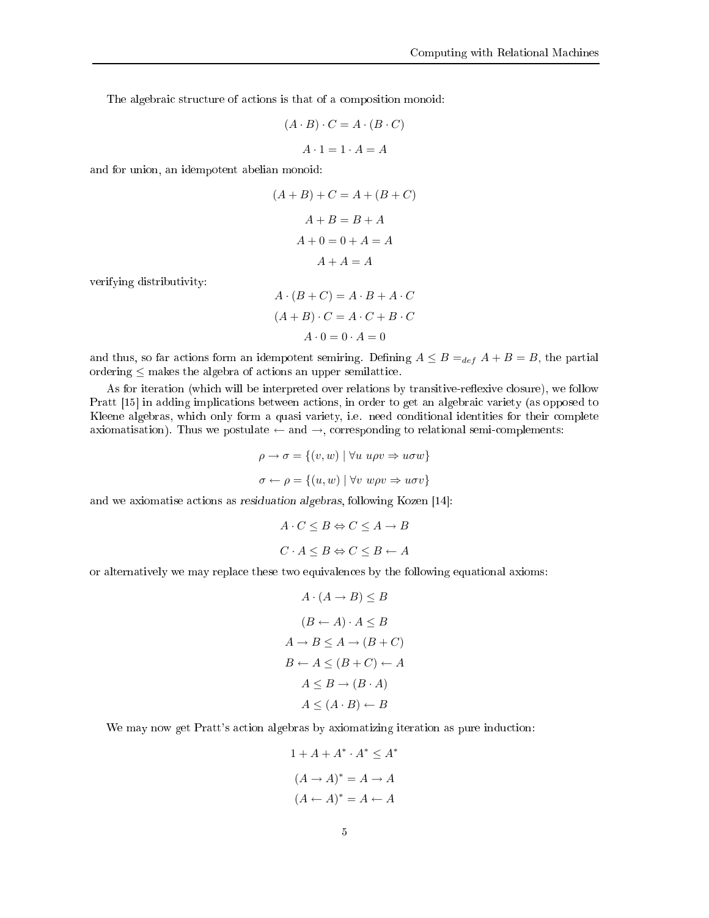The algebraic structure of actions is that of a composition monoid:

$$(A \cdot B) \cdot C = A \cdot (B \cdot C)$$

$$A \cdot 1 = 1 \cdot A = A$$

and for union, an idempotent abelian monoid:

$$(A + B) + C = A + (B + C)$$

$$A + B = B + A$$

$$A + 0 = 0 + A = A$$

$$A + A = A$$

verifying distributivity:

$$A \cdot (B + C) = A \cdot B + A \cdot C$$

$$(A + B) \cdot C = A \cdot C + B \cdot C$$

$$A \cdot 0 = 0 \cdot A = 0$$

and thus, so far actions form an idempotent semiring. Defining $A \leq B =_{def} A + B = B$, the partial ordering $\leq$ makes the algebra of actions an upper semilattice.

As for iteration (which will be interpreted over relations by transitive-reflexive closure), we follow Pratt [15] in adding implications between actions, in order to get an algebraic variety (as opposed to Kleene algebras, which only form a quasi variety, i.e. need conditional identities for their complete axiomatisation). Thus we postulate $\leftarrow$ and $\rightarrow$, corresponding to relational semi-complements:

$$\rho \rightarrow \sigma = \{(v, w) \mid \forall u \; u\rho v \Rightarrow u\sigma w\}$$

$$\sigma \leftarrow \rho = \{(u, w) \mid \forall v \; w\rho v \Rightarrow u\sigma v\}$$

and we axiomatise actions as *residuation algebras*, following Kozen [14]:

$$A \cdot C \leq B \Leftrightarrow C \leq A \rightarrow B$$

$$C \cdot A \leq B \Leftrightarrow C \leq B \leftarrow A$$

or alternatively we may replace these two equivalences by the following equational axioms:

$$A \cdot (A \rightarrow B) \leq B$$

$$(B \leftarrow A) \cdot A \leq B$$

$$A \rightarrow B \leq A \rightarrow (B + C)$$

$$B \leftarrow A \leq (B + C) \leftarrow A$$

$$A \leq B \rightarrow (B \cdot A)$$

$$A \leq (A \cdot B) \leftarrow B$$

We may now get Pratt's action algebras by axiomatizing iteration as pure induction:

$$1 + A + A^* \cdot A^* \leq A^*$$

$$(A \rightarrow A)^* = A \rightarrow A$$

$$(A \leftarrow A)^* = A \leftarrow A$$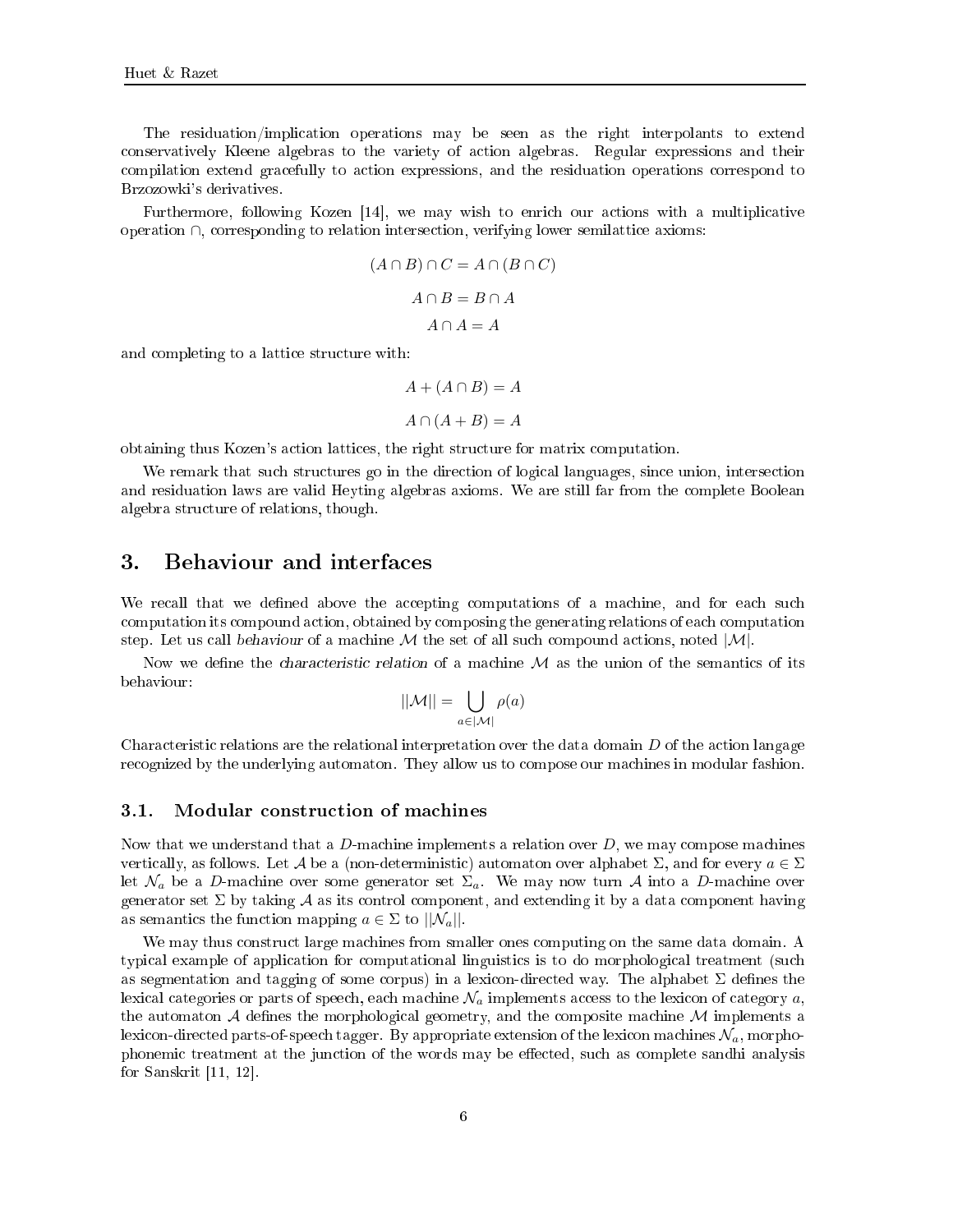The residuation/implication operations may be seen as the right interpolants to extend conservatively Kleene algebras to the variety of action algebras. Regular expressions and their compilation extend gracefully to action expressions, and the residuation operations correspond to Brzozowki's derivatives.

Furthermore, following Kozen [14], we may wish to enrich our actions with a multiplicative operation $\cap$, corresponding to relation intersection, verifying lower semilattice axioms:

$$(A \cap B) \cap C = A \cap (B \cap C)$$

$$A \cap B = B \cap A$$

$$A \cap A = A$$

and completing to a lattice structure with:

$$A + (A \cap B) = A$$

$$A \cap (A + B) = A$$

obtaining thus Kozen's action lattices, the right structure for matrix computation.

We remark that such structures go in the direction of logical languages, since union, intersection and residuation laws are valid Heyting algebras axioms. We are still far from the complete Boolean algebra structure of relations, though.

## 3. Behaviour and interfaces

We recall that we defined above the accepting computations of a machine, and for each such computation its compound action, obtained by composing the generating relations of each computation step. Let us call *behaviour* of a machine $\mathcal{M}$ the set of all such compound actions, noted $|\mathcal{M}|$.

Now we define the *characteristic relation* of a machine $\mathcal{M}$ as the union of the semantics of its behaviour:

$$||\mathcal{M}|| = \bigcup_{a \in |\mathcal{M}|} \rho(a)$$

Characteristic relations are the relational interpretation over the data domain $D$ of the action langage recognized by the underlying automaton. They allow us to compose our machines in modular fashion.

### 3.1. Modular construction of machines

Now that we understand that a $D$-machine implements a relation over $D$, we may compose machines vertically, as follows. Let $\mathcal{A}$ be a (non-deterministic) automaton over alphabet $\Sigma$, and for every $a \in \Sigma$ let $\mathcal{N}_a$ be a $D$-machine over some generator set $\Sigma_a$. We may now turn $\mathcal{A}$ into a $D$-machine over generator set $\Sigma$ by taking $\mathcal{A}$ as its control component, and extending it by a data component having as semantics the function mapping $a \in \Sigma$ to $||\mathcal{N}_a||$.

We may thus construct large machines from smaller ones computing on the same data domain. A typical example of application for computational linguistics is to do morphological treatment (such as segmentation and tagging of some corpus) in a lexicon-directed way. The alphabet $\Sigma$ defines the lexical categories or parts of speech, each machine $\mathcal{N}_a$ implements access to the lexicon of category $a$, the automaton $\mathcal{A}$ defines the morphological geometry, and the composite machine $\mathcal{M}$ implements a lexicon-directed parts-of-speech tagger. By appropriate extension of the lexicon machines $\mathcal{N}_a$, morphophonemic treatment at the junction of the words may be effected, such as complete sandhi analysis for Sanskrit [11, 12].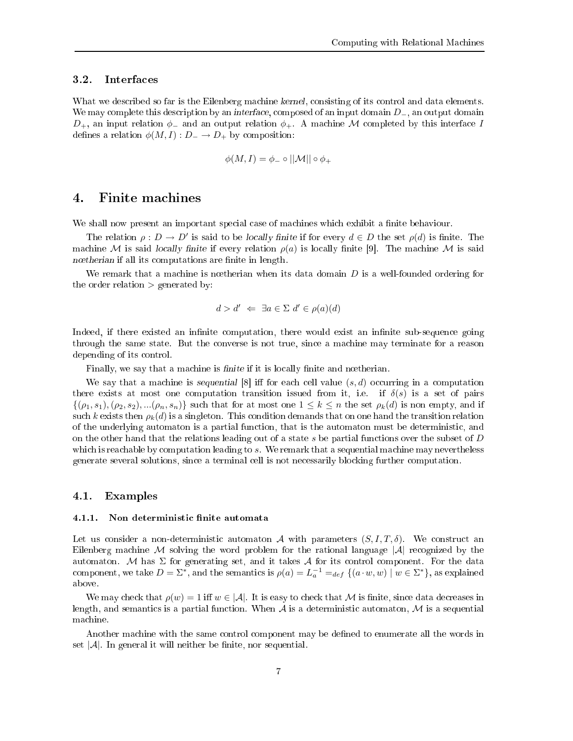### 3.2. Interfaces

What we described so far is the Eilenberg machine *kernel*, consisting of its control and data elements. We may complete this description by an *interface*, composed of an input domain $D_-$, an output domain $D_+$, an input relation $\phi_-$ and an output relation $\phi_+$. A machine $\mathcal{M}$ completed by this interface $I$ defines a relation $\phi(M, I) : D_- \rightarrow D_+$ by composition:

$$\phi(M, I) = \phi_- \circ ||\mathcal{M}|| \circ \phi_+$$

## 4. Finite machines

We shall now present an important special case of machines which exhibit a finite behaviour.

The relation $\rho : D \rightarrow D'$ is said to be *locally finite* if for every $d \in D$ the set $\rho(d)$ is finite. The machine $\mathcal{M}$ is said *locally finite* if every relation $\rho(a)$ is locally finite [9]. The machine $\mathcal{M}$ is said *nœtherian* if all its computations are finite in length.

We remark that a machine is nœtherian when its data domain $D$ is a well-founded ordering for the order relation $>$ generated by:

$$d > d' \;\Leftarrow\; \exists a \in \Sigma \; d' \in \rho(a)(d)$$

Indeed, if there existed an infinite computation, there would exist an infinite sub-sequence going through the same state. But the converse is not true, since a machine may terminate for a reason depending of its control.

Finally, we say that a machine is *finite* if it is locally finite and nœtherian.

We say that a machine is *sequential* [8] iff for each cell value $(s, d)$ occurring in a computation there exists at most one computation transition issued from it, i.e. if $\delta(s)$ is a set of pairs $\{(\rho_1, s_1), (\rho_2, s_2), ...(\rho_n, s_n)\}$ such that for at most one $1 \leq k \leq n$ the set $\rho_k(d)$ is non empty, and if such $k$ exists then $\rho_k(d)$ is a singleton. This condition demands that on one hand the transition relation of the underlying automaton is a partial function, that is the automaton must be deterministic, and on the other hand that the relations leading out of a state $s$ be partial functions over the subset of $D$ which is reachable by computation leading to $s$. We remark that a sequential machine may nevertheless generate several solutions, since a terminal cell is not necessarily blocking further computation.

### 4.1. Examples

#### 4.1.1. Non deterministic finite automata

Let us consider a non-deterministic automaton $\mathcal{A}$ with parameters $(S, I, T, \delta)$. We construct an Eilenberg machine $\mathcal{M}$ solving the word problem for the rational language $|\mathcal{A}|$ recognized by the automaton. $\mathcal{M}$ has $\Sigma$ for generating set, and it takes $\mathcal{A}$ for its control component. For the data component, we take $D = \Sigma^*$, and the semantics is $\rho(a) = L_a^{-1} =_{def} \{(a \cdot w, w) \mid w \in \Sigma^*\}$, as explained above.

We may check that $\rho(w) = 1$ iff $w \in |\mathcal{A}|$. It is easy to check that $\mathcal{M}$ is finite, since data decreases in length, and semantics is a partial function. When $\mathcal{A}$ is a deterministic automaton, $\mathcal{M}$ is a sequential machine.

Another machine with the same control component may be defined to enumerate all the words in set $|\mathcal{A}|$. In general it will neither be finite, nor sequential.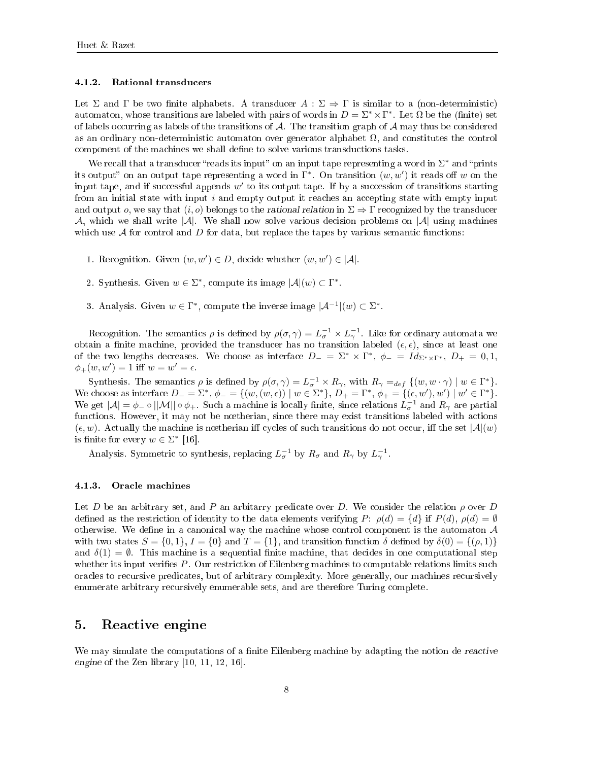#### 4.1.2. Rational transducers

Let $\Sigma$ and $\Gamma$ be two finite alphabets. A transducer $A : \Sigma \Rightarrow \Gamma$ is similar to a (non-deterministic) automaton, whose transitions are labeled with pairs of words in $D = \Sigma^* \times \Gamma^*$. Let $\Omega$ be the (finite) set of labels occurring as labels of the transitions of $\mathcal{A}$. The transition graph of $\mathcal{A}$ may thus be considered as an ordinary non-deterministic automaton over generator alphabet $\Omega$, and constitutes the control component of the machines we shall define to solve various transductions tasks.

We recall that a transducer "reads its input" on an input tape representing a word in $\Sigma^*$ and "prints its output" on an output tape representing a word in $\Gamma^*$. On transition $(w, w')$ it reads off $w$ on the input tape, and if successful appends $w'$ to its output tape. If by a succession of transitions starting from an initial state with input $i$ and empty output it reaches an accepting state with empty input and output $o$, we say that $(i, o)$ belongs to the *rational relation* in $\Sigma \Rightarrow \Gamma$ recognized by the transducer $\mathcal{A}$, which we shall write $|\mathcal{A}|$. We shall now solve various decision problems on $|\mathcal{A}|$ using machines which use $\mathcal{A}$ for control and $D$ for data, but replace the tapes by various semantic functions:

1. Recognition. Given $(w, w') \in D$, decide whether $(w, w') \in |\mathcal{A}|$.
2. Synthesis. Given $w \in \Sigma^*$, compute its image $|\mathcal{A}|(w) \subset \Gamma^*$.
3. Analysis. Given $w \in \Gamma^*$, compute the inverse image $|\mathcal{A}^{-1}|(w) \subset \Sigma^*$.

Recognition. The semantics $\rho$ is defined by $\rho(\sigma, \gamma) = L_\sigma^{-1} \times L_\gamma^{-1}$. Like for ordinary automata we obtain a finite machine, provided the transducer has no transition labeled $(\epsilon, \epsilon)$, since at least one of the two lengths decreases. We choose as interface $D_- = \Sigma^* \times \Gamma^*$, $\phi_- = Id_{\Sigma^* \times \Gamma^*}$, $D_+ = 0, 1$, $\phi_+(w, w') = 1$ iff $w = w' = \epsilon$.

Synthesis. The semantics $\rho$ is defined by $\rho(\sigma, \gamma) = L_\sigma^{-1} \times R_\gamma$, with $R_\gamma =_{def} \{(w, w \cdot \gamma) \mid w \in \Gamma^*\}$. We choose as interface $D_- = \Sigma^*$, $\phi_- = \{(w, (w, \epsilon)) \mid w \in \Sigma^*\}$, $D_+ = \Gamma^*$, $\phi_+ = \{(\epsilon, w'), w') \mid w' \in \Gamma^*\}$. We get $|\mathcal{A}| = \phi_- \circ ||\mathcal{M}|| \circ \phi_+$. Such a machine is locally finite, since relations $L_\sigma^{-1}$ and $R_\gamma$ are partial functions. However, it may not be nœtherian, since there may exist transitions labeled with actions $(\epsilon, w)$. Actually the machine is nœtherian iff cycles of such transitions do not occur, iff the set $|\mathcal{A}|(w)$ is finite for every $w \in \Sigma^*$ [16].

Analysis. Symmetric to synthesis, replacing $L_\sigma^{-1}$ by $R_\sigma$ and $R_\gamma$ by $L_\gamma^{-1}$.

#### 4.1.3. Oracle machines

Let $D$ be an arbitrary set, and $P$ an arbitarry predicate over $D$. We consider the relation $\rho$ over $D$ defined as the restriction of identity to the data elements verifying $P$: $\rho(d) = \{d\}$ if $P(d)$, $\rho(d) = \emptyset$ otherwise. We define in a canonical way the machine whose control component is the automaton $\mathcal{A}$ with two states $S = \{0, 1\}$, $I = \{0\}$ and $T = \{1\}$, and transition function $\delta$ defined by $\delta(0) = \{(\rho, 1)\}$ and $\delta(1) = \emptyset$. This machine is a sequential finite machine, that decides in one computational step whether its input verifies $P$. Our restriction of Eilenberg machines to computable relations limits such oracles to recursive predicates, but of arbitrary complexity. More generally, our machines recursively enumerate arbitrary recursively enumerable sets, and are therefore Turing complete.

## 5. Reactive engine

We may simulate the computations of a finite Eilenberg machine by adapting the notion de *reactive engine* of the Zen library [10, 11, 12, 16].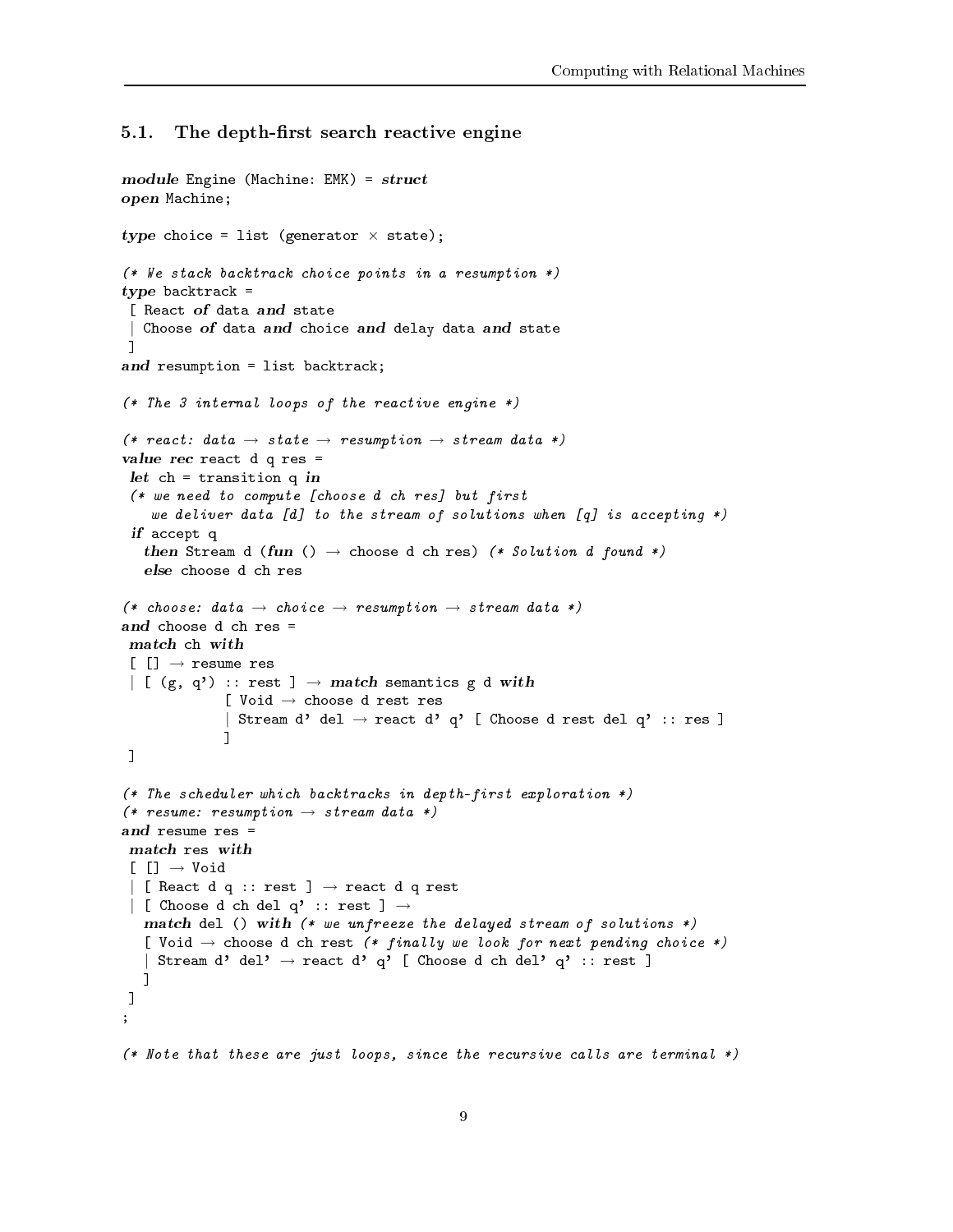### 5.1. The depth-first search reactive engine

```
module Engine (Machine: EMK) = struct
open Machine;

type choice = list (generator × state);

(* We stack backtrack choice points in a resumption *)
type backtrack =
 [ React of data and state
 | Choose of data and choice and delay data and state
 ]
and resumption = list backtrack;

(* The 3 internal loops of the reactive engine *)

(* react: data → state → resumption → stream data *)
value rec react d q res =
 let ch = transition q in
 (* we need to compute [choose d ch res] but first
    we deliver data [d] to the stream of solutions when [q] is accepting *)
 if accept q
   then Stream d (fun () → choose d ch res) (* Solution d found *)
   else choose d ch res

(* choose: data → choice → resumption → stream data *)
and choose d ch res =
 match ch with
 [ [] → resume res
 | [ (g, q') :: rest ] → match semantics g d with
             [ Void → choose d rest res
             | Stream d' del → react d' q' [ Choose d rest del q' :: res ]
             ]
 ]

(* The scheduler which backtracks in depth-first exploration *)
(* resume: resumption → stream data *)
and resume res =
 match res with
 [ [] → Void
 | [ React d q :: rest ] → react d q rest
 | [ Choose d ch del q' :: rest ] →
   match del () with (* we unfreeze the delayed stream of solutions *)
   [ Void → choose d ch rest (* finally we look for next pending choice *)
   | Stream d' del' → react d' q' [ Choose d ch del' q' :: rest ]
   ]
 ]
;

(* Note that these are just loops, since the recursive calls are terminal *)
```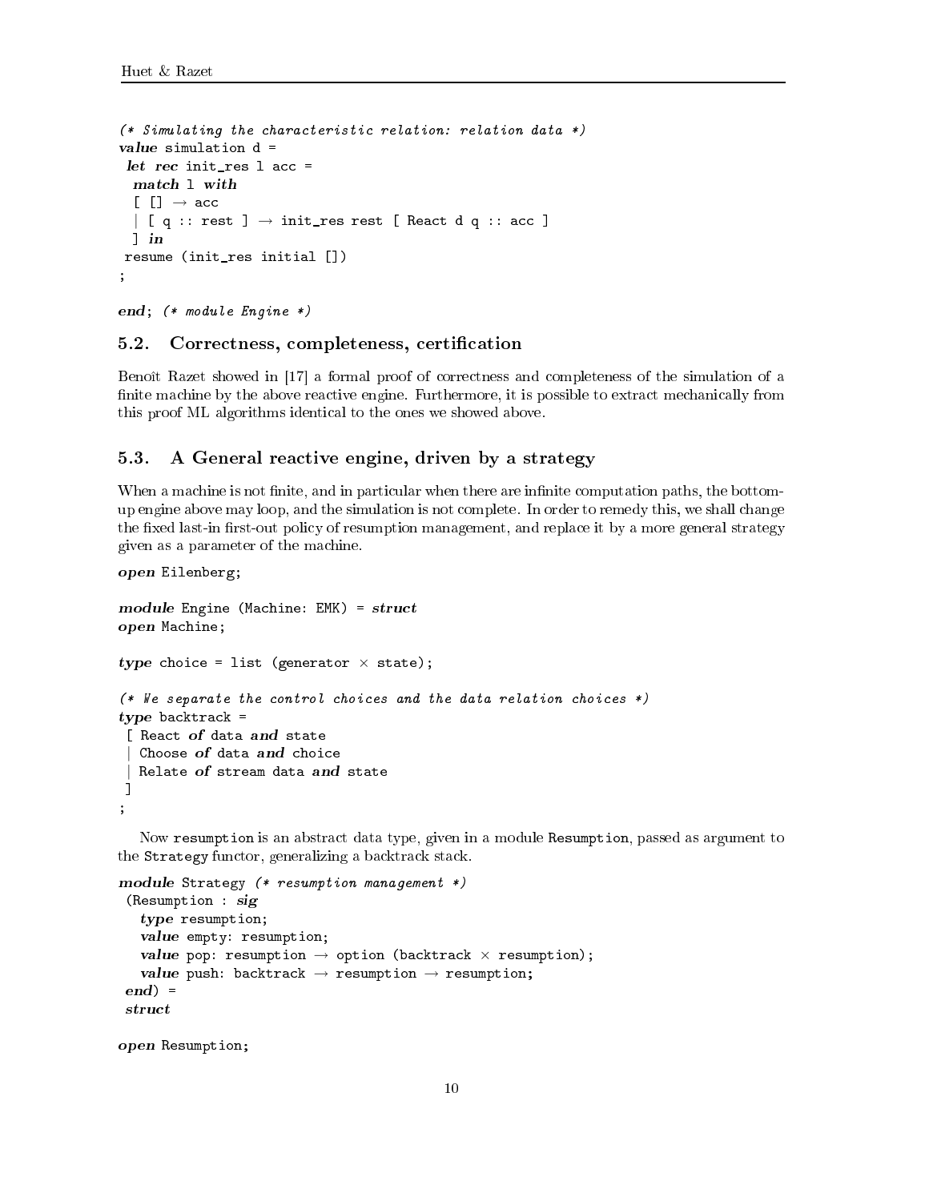```
(* Simulating the characteristic relation: relation data *)
value simulation d =
 let rec init_res l acc =
  match l with
  [ [] → acc
  | [ q :: rest ] → init_res rest [ React d q :: acc ]
  ] in
 resume (init_res initial [])
;

end; (* module Engine *)
```

## 5.2. Correctness, completeness, certification

Benoît Razet showed in [17] a formal proof of correctness and completeness of the simulation of a finite machine by the above reactive engine. Furthermore, it is possible to extract mechanically from this proof ML algorithms identical to the ones we showed above.

## 5.3. A General reactive engine, driven by a strategy

When a machine is not finite, and in particular when there are infinite computation paths, the bottom-up engine above may loop, and the simulation is not complete. In order to remedy this, we shall change the fixed last-in first-out policy of resumption management, and replace it by a more general strategy given as a parameter of the machine.

```
open Eilenberg;

module Engine (Machine: EMK) = struct
open Machine;

type choice = list (generator × state);

(* We separate the control choices and the data relation choices *)
type backtrack =
 [ React of data and state
 | Choose of data and choice
 | Relate of stream data and state
 ]
;
```

Now `resumption` is an abstract data type, given in a module `Resumption`, passed as argument to the `Strategy` functor, generalizing a backtrack stack.

```
module Strategy (* resumption management *)
 (Resumption : sig
   type resumption;
   value empty: resumption;
   value pop: resumption → option (backtrack × resumption);
   value push: backtrack → resumption → resumption;
 end) =
 struct

open Resumption;
```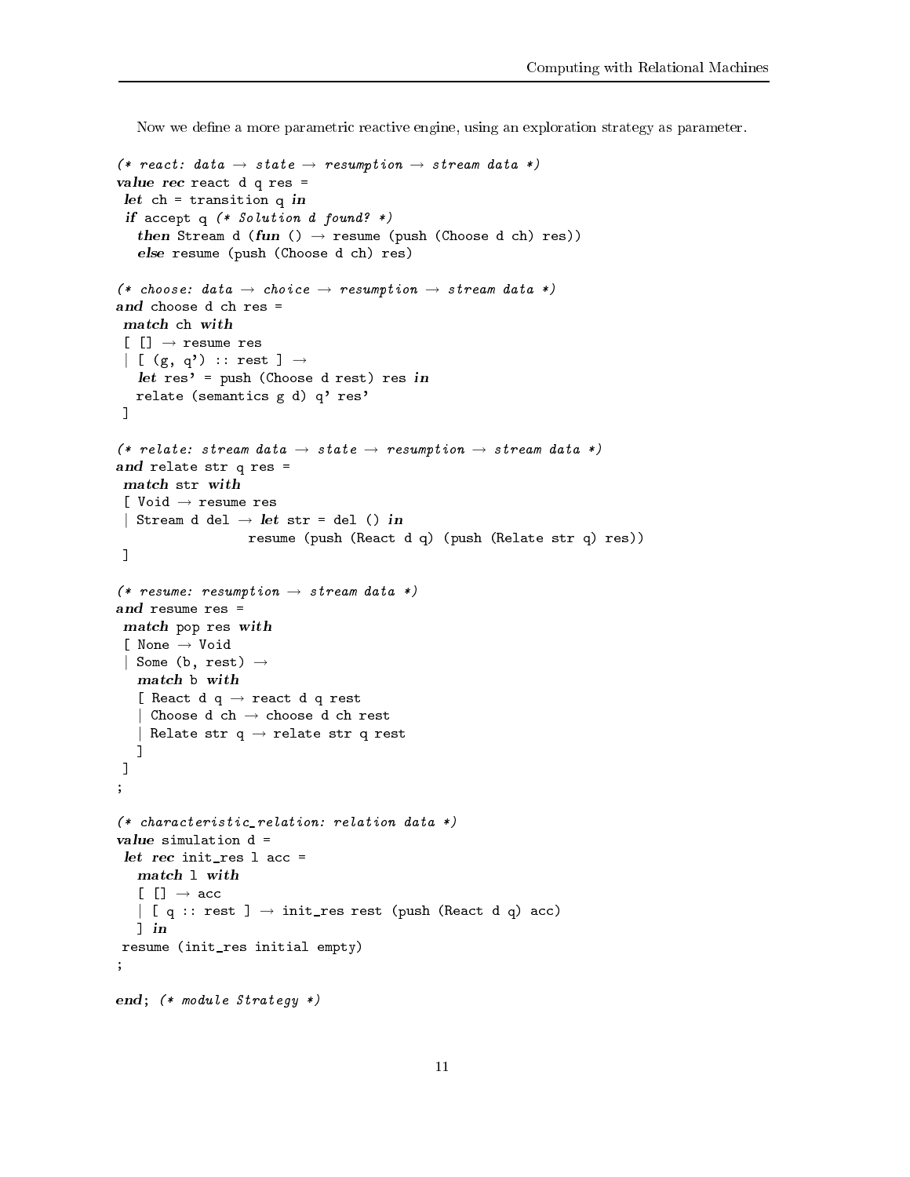Now we define a more parametric reactive engine, using an exploration strategy as parameter.

```
(* react: data → state → resumption → stream data *)
value rec react d q res =
 let ch = transition q in
 if accept q (* Solution d found? *)
   then Stream d (fun () → resume (push (Choose d ch) res))
   else resume (push (Choose d ch) res)

(* choose: data → choice → resumption → stream data *)
and choose d ch res =
 match ch with
 [ [] → resume res
 | [ (g, q') :: rest ] →
   let res' = push (Choose d rest) res in
   relate (semantics g d) q' res'
 ]

(* relate: stream data → state → resumption → stream data *)
and relate str q res =
 match str with
 [ Void → resume res
 | Stream d del → let str = del () in
                 resume (push (React d q) (push (Relate str q) res))
 ]

(* resume: resumption → stream data *)
and resume res =
 match pop res with
 [ None → Void
 | Some (b, rest) →
   match b with
   [ React d q → react d q rest
   | Choose d ch → choose d ch rest
   | Relate str q → relate str q rest
   ]
 ]
;

(* characteristic_relation: relation data *)
value simulation d =
 let rec init_res l acc =
   match l with
   [ [] → acc
   | [ q :: rest ] → init_res rest (push (React d q) acc)
   ] in
 resume (init_res initial empty)
;

end; (* module Strategy *)
```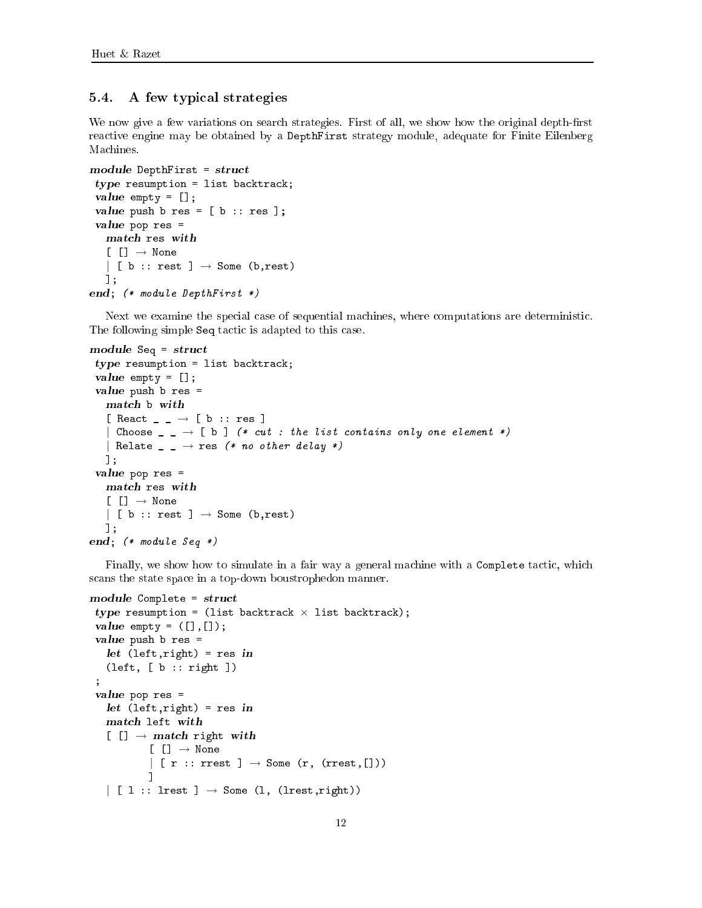### 5.4. A few typical strategies

We now give a few variations on search strategies. First of all, we show how the original depth-first reactive engine may be obtained by a `DepthFirst` strategy module, adequate for Finite Eilenberg Machines.

```
module DepthFirst = struct
 type resumption = list backtrack;
 value empty = [];
 value push b res = [ b :: res ];
 value pop res =
   match res with
   [ [] → None
   | [ b :: rest ] → Some (b,rest)
   ];
end; (* module DepthFirst *)
```

Next we examine the special case of sequential machines, where computations are deterministic. The following simple `Seq` tactic is adapted to this case.

```
module Seq = struct
 type resumption = list backtrack;
 value empty = [];
 value push b res =
   match b with
   [ React _ _ → [ b :: res ]
   | Choose _ _ → [ b ] (* cut : the list contains only one element *)
   | Relate _ _ → res (* no other delay *)
   ];
 value pop res =
   match res with
   [ [] → None
   | [ b :: rest ] → Some (b,rest)
   ];
end; (* module Seq *)
```

Finally, we show how to simulate in a fair way a general machine with a `Complete` tactic, which scans the state space in a top-down boustrophedon manner.

```
module Complete = struct
 type resumption = (list backtrack × list backtrack);
 value empty = ([],[]);
 value push b res =
   let (left,right) = res in
   (left, [ b :: right ])
 ;
 value pop res =
   let (left,right) = res in
   match left with
   [ [] → match right with
          [ [] → None
          | [ r :: rrest ] → Some (r, (rrest,[]))
          ]
   | [ l :: lrest ] → Some (l, (lrest,right))
```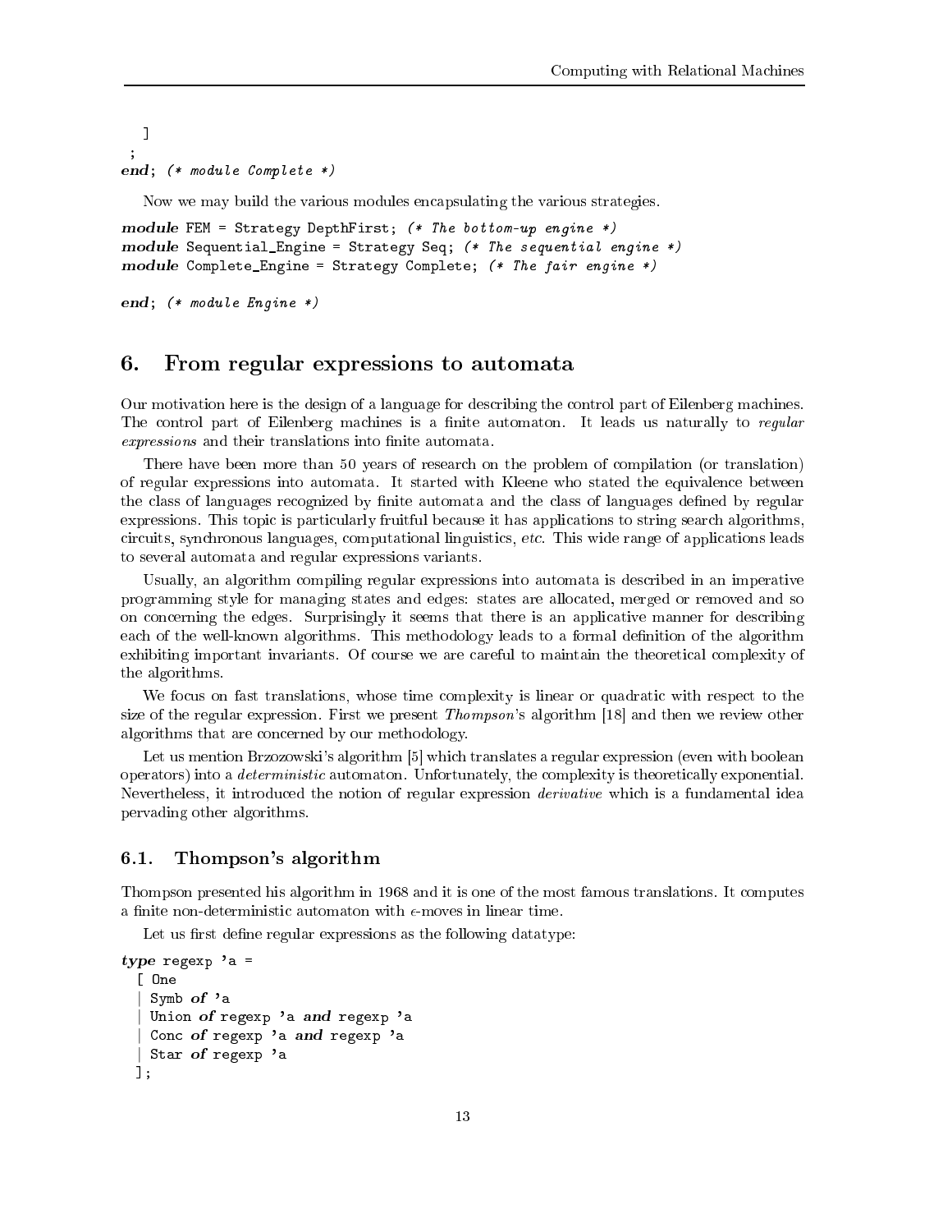```
    ]
  ;
end; (* module Complete *)
```

Now we may build the various modules encapsulating the various strategies.

```
module FEM = Strategy DepthFirst; (* The bottom-up engine *)
module Sequential_Engine = Strategy Seq; (* The sequential engine *)
module Complete_Engine = Strategy Complete; (* The fair engine *)

end; (* module Engine *)
```

## 6. From regular expressions to automata

Our motivation here is the design of a language for describing the control part of Eilenberg machines. The control part of Eilenberg machines is a finite automaton. It leads us naturally to *regular expressions* and their translations into finite automata.

There have been more than 50 years of research on the problem of compilation (or translation) of regular expressions into automata. It started with Kleene who stated the equivalence between the class of languages recognized by finite automata and the class of languages defined by regular expressions. This topic is particularly fruitful because it has applications to string search algorithms, circuits, synchronous languages, computational linguistics, *etc*. This wide range of applications leads to several automata and regular expressions variants.

Usually, an algorithm compiling regular expressions into automata is described in an imperative programming style for managing states and edges: states are allocated, merged or removed and so on concerning the edges. Surprisingly it seems that there is an applicative manner for describing each of the well-known algorithms. This methodology leads to a formal definition of the algorithm exhibiting important invariants. Of course we are careful to maintain the theoretical complexity of the algorithms.

We focus on fast translations, whose time complexity is linear or quadratic with respect to the size of the regular expression. First we present *Thompson*'s algorithm [18] and then we review other algorithms that are concerned by our methodology.

Let us mention Brzozowski's algorithm [5] which translates a regular expression (even with boolean operators) into a *deterministic* automaton. Unfortunately, the complexity is theoretically exponential. Nevertheless, it introduced the notion of regular expression *derivative* which is a fundamental idea pervading other algorithms.

### 6.1. Thompson's algorithm

Thompson presented his algorithm in 1968 and it is one of the most famous translations. It computes a finite non-deterministic automaton with $\epsilon$-moves in linear time.

Let us first define regular expressions as the following datatype:

```
type regexp 'a =
  [ One
  | Symb of 'a
  | Union of regexp 'a and regexp 'a
  | Conc of regexp 'a and regexp 'a
  | Star of regexp 'a
  ];
```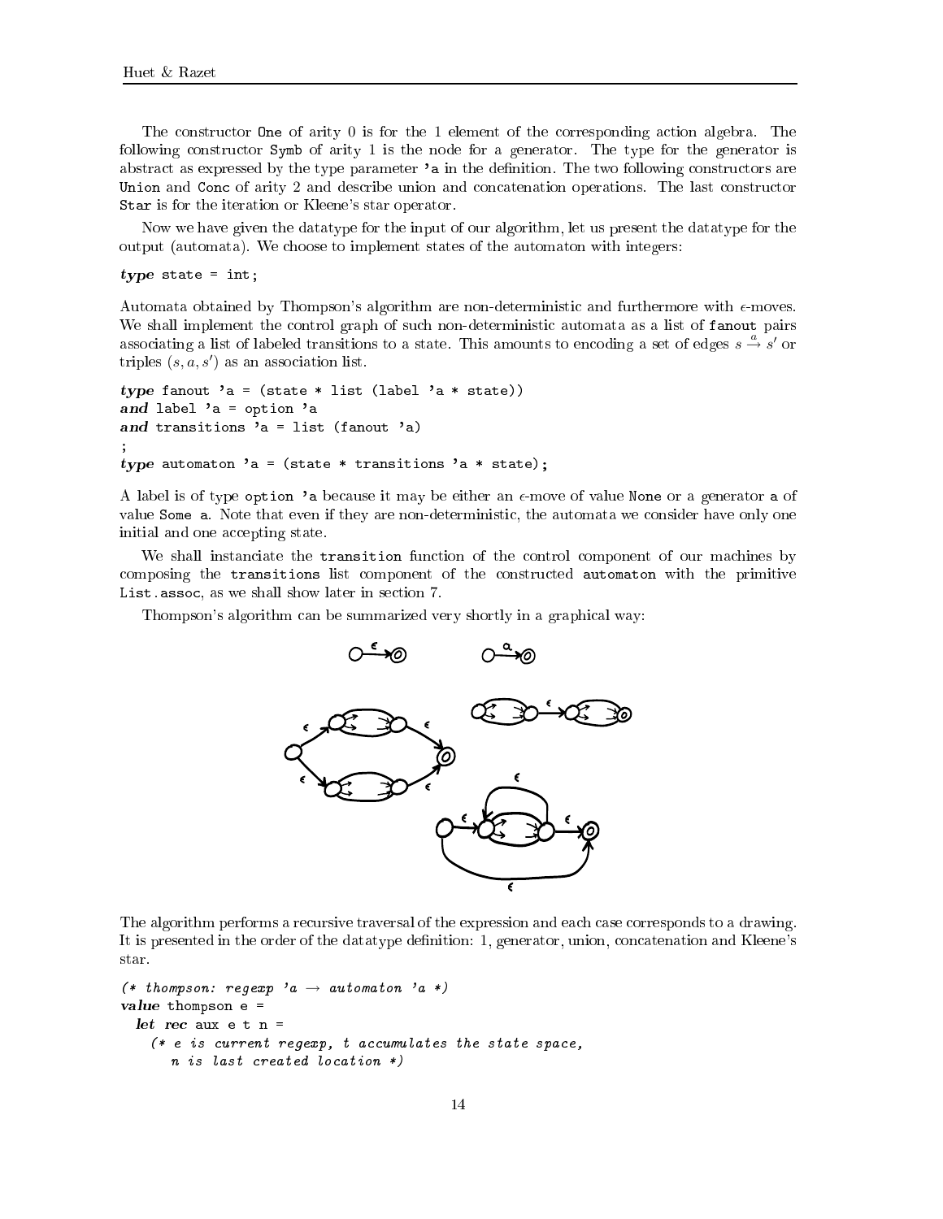The constructor One of arity 0 is for the 1 element of the corresponding action algebra. The following constructor Symb of arity 1 is the node for a generator. The type for the generator is abstract as expressed by the type parameter 'a in the definition. The two following constructors are Union and Conc of arity 2 and describe union and concatenation operations. The last constructor Star is for the iteration or Kleene's star operator.

Now we have given the datatype for the input of our algorithm, let us present the datatype for the output (automata). We choose to implement states of the automaton with integers:

```
type state = int;
```

Automata obtained by Thompson's algorithm are non-deterministic and furthermore with $\epsilon$-moves. We shall implement the control graph of such non-deterministic automata as a list of fanout pairs associating a list of labeled transitions to a state. This amounts to encoding a set of edges $s \xrightarrow{a} s'$ or triples $(s, a, s')$ as an association list.

```
type fanout 'a = (state * list (label 'a * state))
and label 'a = option 'a
and transitions 'a = list (fanout 'a)
;
type automaton 'a = (state * transitions 'a * state);
```

A label is of type option 'a because it may be either an $\epsilon$-move of value None or a generator a of value Some a. Note that even if they are non-deterministic, the automata we consider have only one initial and one accepting state.

We shall instanciate the transition function of the control component of our machines by composing the transitions list component of the constructed automaton with the primitive List.assoc, as we shall show later in section 7.

Thompson's algorithm can be summarized very shortly in a graphical way:

The algorithm performs a recursive traversal of the expression and each case corresponds to a drawing. It is presented in the order of the datatype definition: 1, generator, union, concatenation and Kleene's star.

```
(* thompson: regexp 'a → automaton 'a *)
value thompson e =
  let rec aux e t n =
    (* e is current regexp, t accumulates the state space,
       n is last created location *)
```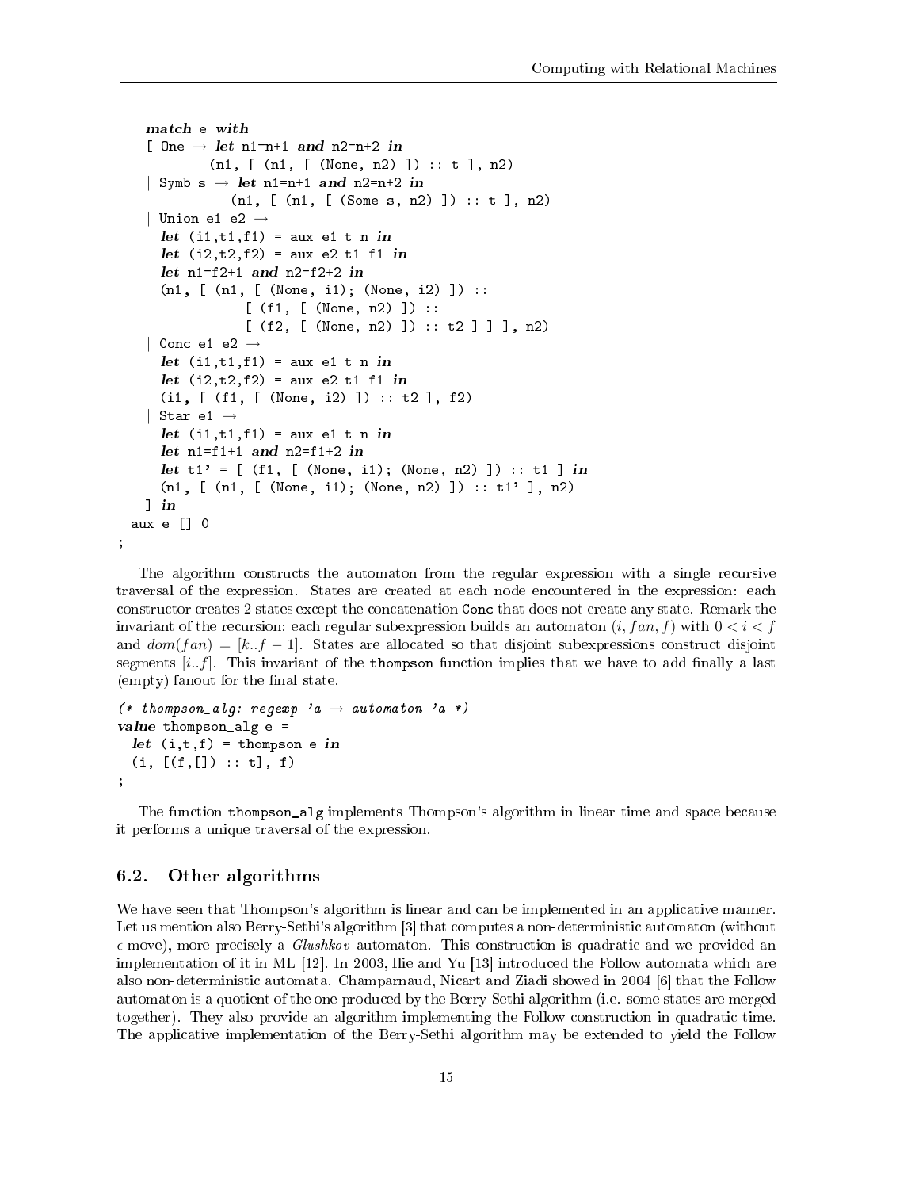```
    match e with
    [ One → let n1=n+1 and n2=n+2 in
            (n1, [ (n1, [ (None, n2) ]) :: t ], n2)
    | Symb s → let n1=n+1 and n2=n+2 in
               (n1, [ (n1, [ (Some s, n2) ]) :: t ], n2)
    | Union e1 e2 →
      let (i1,t1,f1) = aux e1 t n in
      let (i2,t2,f2) = aux e2 t1 f1 in
      let n1=f2+1 and n2=f2+2 in
      (n1, [ (n1, [ (None, i1); (None, i2) ]) ::
                 [ (f1, [ (None, n2) ]) ::
                 [ (f2, [ (None, n2) ]) :: t2 ] ] ], n2)
    | Conc e1 e2 →
      let (i1,t1,f1) = aux e1 t n in
      let (i2,t2,f2) = aux e2 t1 f1 in
      (i1, [ (f1, [ (None, i2) ]) :: t2 ], f2)
    | Star e1 →
      let (i1,t1,f1) = aux e1 t n in
      let n1=f1+1 and n2=f1+2 in
      let t1' = [ (f1, [ (None, i1); (None, n2) ]) :: t1 ] in
      (n1, [ (n1, [ (None, i1); (None, n2) ]) :: t1' ], n2)
    ] in
  aux e [] 0
;
```

The algorithm constructs the automaton from the regular expression with a single recursive traversal of the expression. States are created at each node encountered in the expression: each constructor creates 2 states except the concatenation `Conc` that does not create any state. Remark the invariant of the recursion: each regular subexpression builds an automaton $(i, fan, f)$ with $0 < i < f$ and $dom(fan) = [k..f-1]$. States are allocated so that disjoint subexpressions construct disjoint segments $[i..f]$. This invariant of the `thompson` function implies that we have to add finally a last (empty) fanout for the final state.

```
(* thompson_alg: regexp 'a → automaton 'a *)
value thompson_alg e =
  let (i,t,f) = thompson e in
  (i, [(f,[]) :: t], f)
;
```

The function `thompson_alg` implements Thompson's algorithm in linear time and space because it performs a unique traversal of the expression.

## 6.2. Other algorithms

We have seen that Thompson's algorithm is linear and can be implemented in an applicative manner. Let us mention also Berry-Sethi's algorithm [3] that computes a non-deterministic automaton (without $\epsilon$-move), more precisely a *Glushkov* automaton. This construction is quadratic and we provided an implementation of it in ML [12]. In 2003, Ilie and Yu [13] introduced the Follow automata which are also non-deterministic automata. Champarnaud, Nicart and Ziadi showed in 2004 [6] that the Follow automaton is a quotient of the one produced by the Berry-Sethi algorithm (i.e. some states are merged together). They also provide an algorithm implementing the Follow construction in quadratic time. The applicative implementation of the Berry-Sethi algorithm may be extended to yield the Follow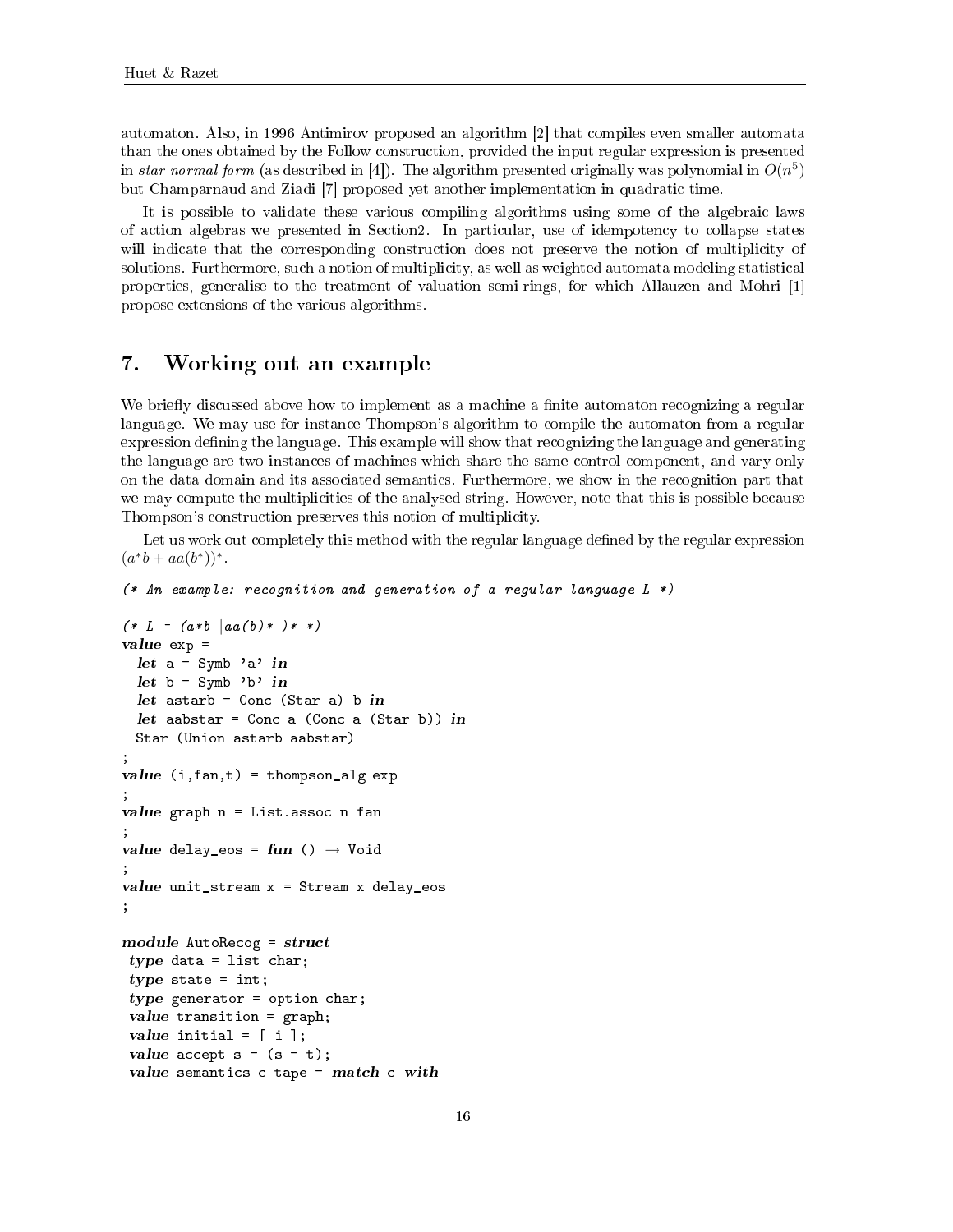automaton. Also, in 1996 Antimirov proposed an algorithm [2] that compiles even smaller automata than the ones obtained by the Follow construction, provided the input regular expression is presented in *star normal form* (as described in [4]). The algorithm presented originally was polynomial in $O(n^5)$ but Champarnaud and Ziadi [7] proposed yet another implementation in quadratic time.

It is possible to validate these various compiling algorithms using some of the algebraic laws of action algebras we presented in Section2. In particular, use of idempotency to collapse states will indicate that the corresponding construction does not preserve the notion of multiplicity of solutions. Furthermore, such a notion of multiplicity, as well as weighted automata modeling statistical properties, generalise to the treatment of valuation semi-rings, for which Allauzen and Mohri [1] propose extensions of the various algorithms.

## 7. Working out an example

We briefly discussed above how to implement as a machine a finite automaton recognizing a regular language. We may use for instance Thompson's algorithm to compile the automaton from a regular expression defining the language. This example will show that recognizing the language and generating the language are two instances of machines which share the same control component, and vary only on the data domain and its associated semantics. Furthermore, we show in the recognition part that we may compute the multiplicities of the analysed string. However, note that this is possible because Thompson's construction preserves this notion of multiplicity.

Let us work out completely this method with the regular language defined by the regular expression $(a^*b + aa(b^*))^*$.

```
(* An example: recognition and generation of a regular language L *)

(* L = (a*b |aa(b)* )* *)
value exp =
  let a = Symb 'a' in
  let b = Symb 'b' in
  let astarb = Conc (Star a) b in
  let aabstar = Conc a (Conc a (Star b)) in
  Star (Union astarb aabstar)
;
value (i,fan,t) = thompson_alg exp
;
value graph n = List.assoc n fan
;
value delay_eos = fun () → Void
;
value unit_stream x = Stream x delay_eos
;

module AutoRecog = struct
 type data = list char;
 type state = int;
 type generator = option char;
 value transition = graph;
 value initial = [ i ];
 value accept s = (s = t);
 value semantics c tape = match c with
```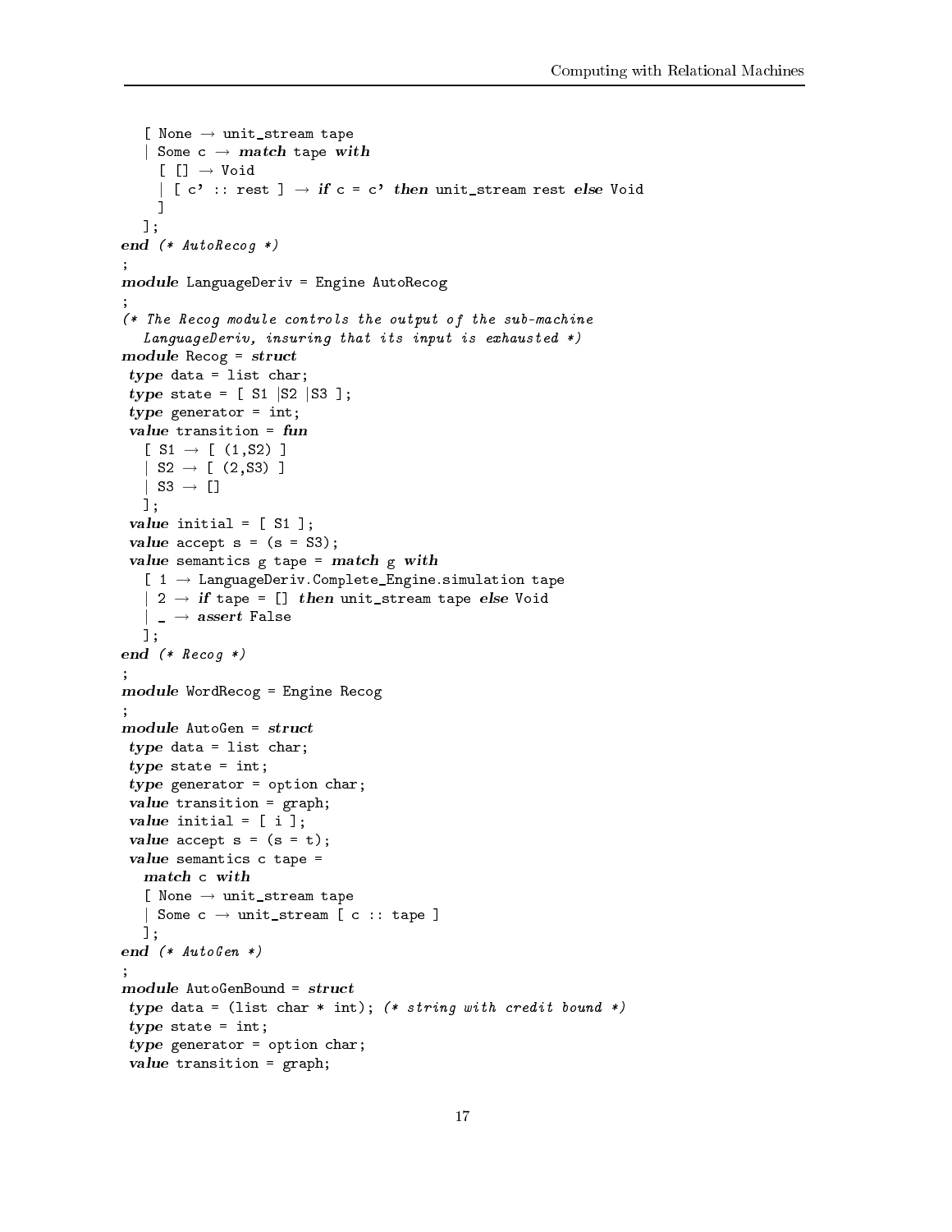```
   [ None → unit_stream tape
   | Some c → match tape with
     [ [] → Void
     | [ c' :: rest ] → if c = c' then unit_stream rest else Void
     ]
   ];
end (* AutoRecog *)
;
module LanguageDeriv = Engine AutoRecog
;
(* The Recog module controls the output of the sub-machine
   LanguageDeriv, insuring that its input is exhausted *)
module Recog = struct
 type data = list char;
 type state = [ S1 |S2 |S3 ];
 type generator = int;
 value transition = fun
   [ S1 → [ (1,S2) ]
   | S2 → [ (2,S3) ]
   | S3 → []
   ];
 value initial = [ S1 ];
 value accept s = (s = S3);
 value semantics g tape = match g with
   [ 1 → LanguageDeriv.Complete_Engine.simulation tape
   | 2 → if tape = [] then unit_stream tape else Void
   | _ → assert False
   ];
end (* Recog *)
;
module WordRecog = Engine Recog
;
module AutoGen = struct
 type data = list char;
 type state = int;
 type generator = option char;
 value transition = graph;
 value initial = [ i ];
 value accept s = (s = t);
 value semantics c tape =
   match c with
   [ None → unit_stream tape
   | Some c → unit_stream [ c :: tape ]
   ];
end (* AutoGen *)
;
module AutoGenBound = struct
 type data = (list char * int); (* string with credit bound *)
 type state = int;
 type generator = option char;
 value transition = graph;
```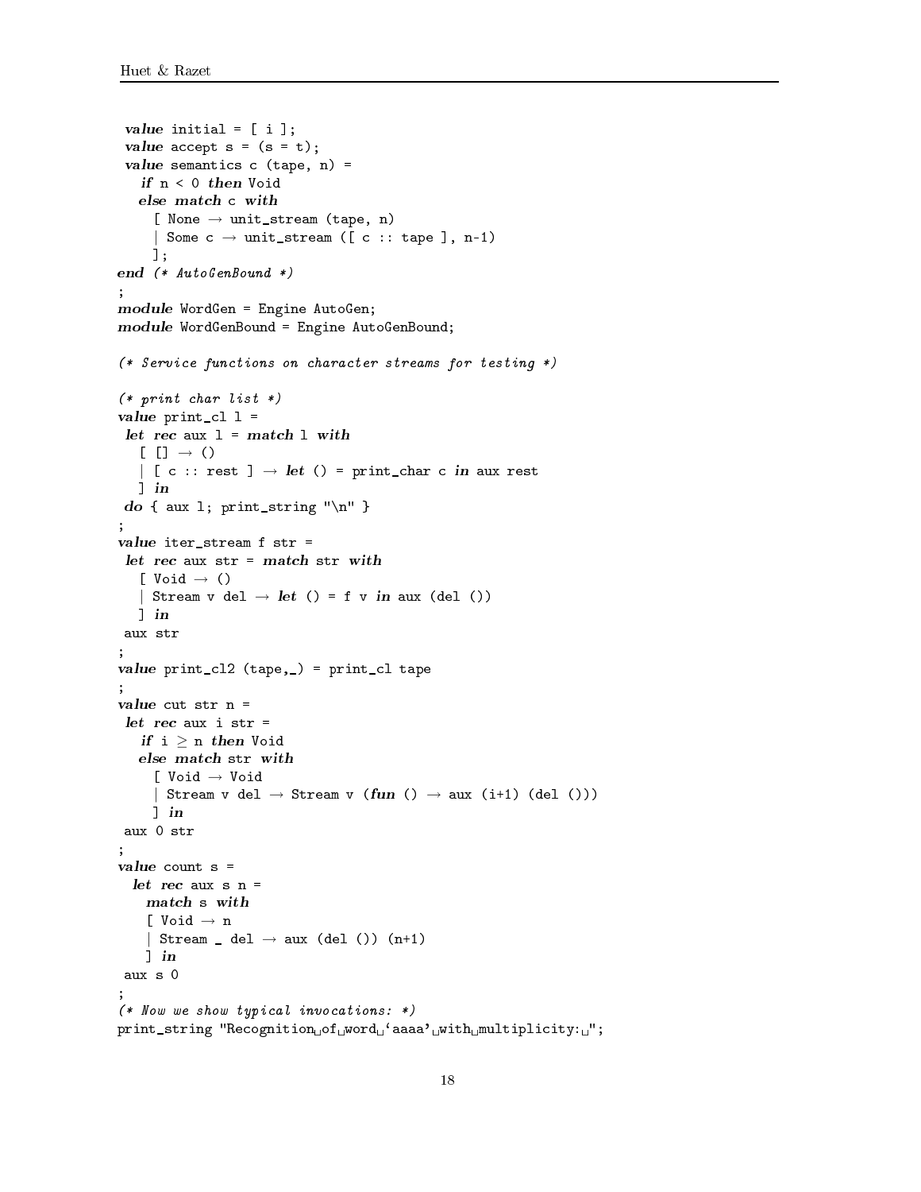```
 value initial = [ i ];
 value accept s = (s = t);
 value semantics c (tape, n) =
   if n < 0 then Void
   else match c with
     [ None → unit_stream (tape, n)
     | Some c → unit_stream ([ c :: tape ], n-1)
     ];
end (* AutoGenBound *)
;
module WordGen = Engine AutoGen;
module WordGenBound = Engine AutoGenBound;

(* Service functions on character streams for testing *)

(* print char list *)
value print_cl l =
 let rec aux l = match l with
   [ [] → ()
   | [ c :: rest ] → let () = print_char c in aux rest
   ] in
 do { aux l; print_string "\n" }
;
value iter_stream f str =
 let rec aux str = match str with
   [ Void → ()
   | Stream v del → let () = f v in aux (del ())
   ] in
 aux str
;
value print_cl2 (tape,_) = print_cl tape
;
value cut str n =
 let rec aux i str =
   if i ≥ n then Void
   else match str with
     [ Void → Void
     | Stream v del → Stream v (fun () → aux (i+1) (del ()))
     ] in
 aux 0 str
;
value count s =
  let rec aux s n =
    match s with
    [ Void → n
    | Stream _ del → aux (del ()) (n+1)
    ] in
 aux s 0
;
(* Now we show typical invocations: *)
print_string "Recognition of word 'aaaa' with multiplicity: ";
```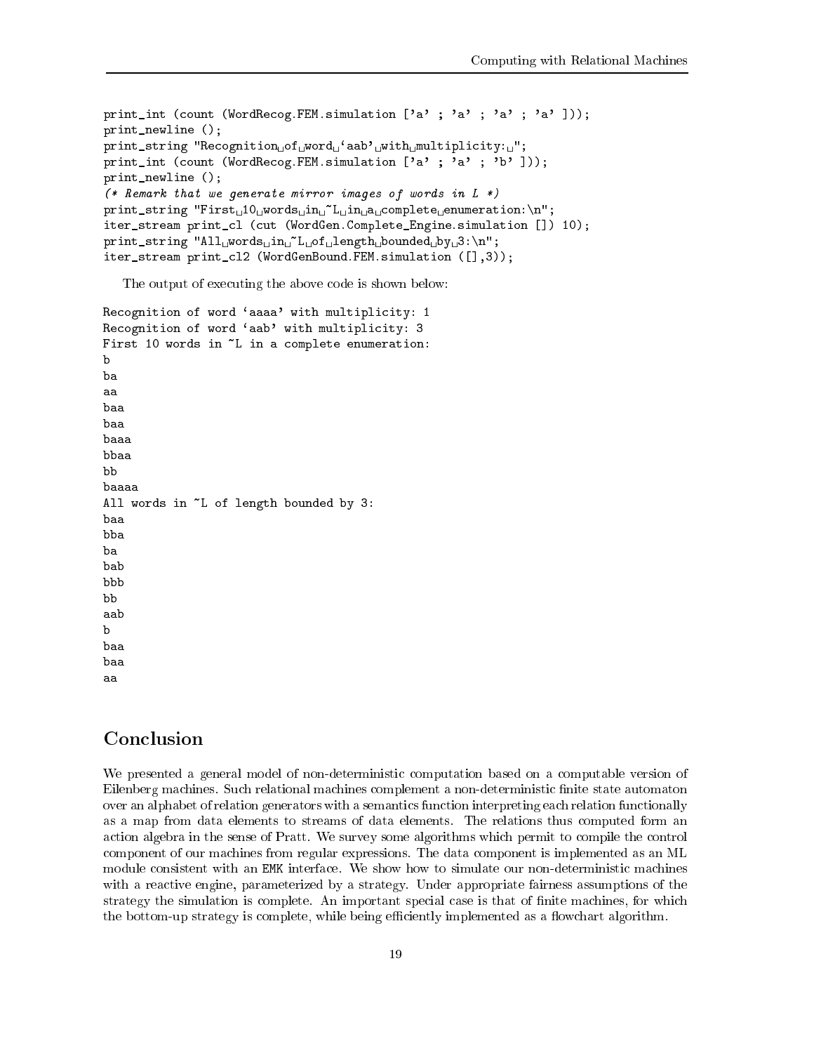```
print_int (count (WordRecog.FEM.simulation ['a' ; 'a' ; 'a' ; 'a' ]));
print_newline ();
print_string "Recognition of word 'aab' with multiplicity: ";
print_int (count (WordRecog.FEM.simulation ['a' ; 'a' ; 'b' ]));
print_newline ();
(* Remark that we generate mirror images of words in L *)
print_string "First 10 words in ~L in a complete enumeration:\n";
iter_stream print_cl (cut (WordGen.Complete_Engine.simulation []) 10);
print_string "All words in ~L of length bounded by 3:\n";
iter_stream print_cl2 (WordGenBound.FEM.simulation ([],3));
```

The output of executing the above code is shown below:

```
Recognition of word 'aaaa' with multiplicity: 1
Recognition of word 'aab' with multiplicity: 3
First 10 words in ~L in a complete enumeration:
b
ba
aa
baa
baa
baaa
bbaa
bb
baaaa
All words in ~L of length bounded by 3:
baa
bba
ba
bab
bbb
bb
aab
b
baa
baa
aa
```

## Conclusion

We presented a general model of non-deterministic computation based on a computable version of Eilenberg machines. Such relational machines complement a non-deterministic finite state automaton over an alphabet of relation generators with a semantics function interpreting each relation functionally as a map from data elements to streams of data elements. The relations thus computed form an action algebra in the sense of Pratt. We survey some algorithms which permit to compile the control component of our machines from regular expressions. The data component is implemented as an ML module consistent with an EMK interface. We show how to simulate our non-deterministic machines with a reactive engine, parameterized by a strategy. Under appropriate fairness assumptions of the strategy the simulation is complete. An important special case is that of finite machines, for which the bottom-up strategy is complete, while being efficiently implemented as a flowchart algorithm.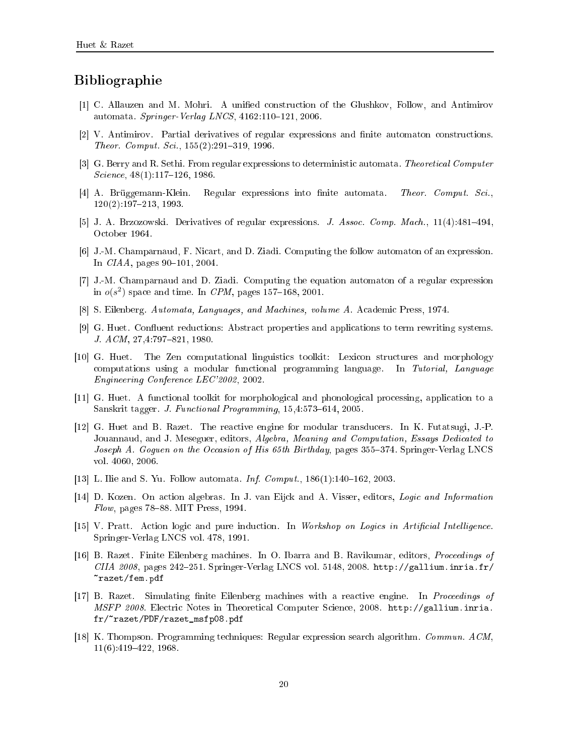# Bibliographie

[1] C. Allauzen and M. Mohri. A unified construction of the Glushkov, Follow, and Antimirov automata. *Springer-Verlag LNCS*, 4162:110–121, 2006.

[2] V. Antimirov. Partial derivatives of regular expressions and finite automaton constructions. *Theor. Comput. Sci.*, 155(2):291–319, 1996.

[3] G. Berry and R. Sethi. From regular expressions to deterministic automata. *Theoretical Computer Science*, 48(1):117–126, 1986.

[4] A. Brüggemann-Klein. Regular expressions into finite automata. *Theor. Comput. Sci.*, 120(2):197–213, 1993.

[5] J. A. Brzozowski. Derivatives of regular expressions. *J. Assoc. Comp. Mach.*, 11(4):481–494, October 1964.

[6] J.-M. Champarnaud, F. Nicart, and D. Ziadi. Computing the follow automaton of an expression. In *CIAA*, pages 90–101, 2004.

[7] J.-M. Champarnaud and D. Ziadi. Computing the equation automaton of a regular expression in $o(s^2)$ space and time. In *CPM*, pages 157–168, 2001.

[8] S. Eilenberg. *Automata, Languages, and Machines, volume A*. Academic Press, 1974.

[9] G. Huet. Confluent reductions: Abstract properties and applications to term rewriting systems. *J. ACM*, 27,4:797–821, 1980.

[10] G. Huet. The Zen computational linguistics toolkit: Lexicon structures and morphology computations using a modular functional programming language. In *Tutorial, Language Engineering Conference LEC'2002*, 2002.

[11] G. Huet. A functional toolkit for morphological and phonological processing, application to a Sanskrit tagger. *J. Functional Programming*, 15,4:573–614, 2005.

[12] G. Huet and B. Razet. The reactive engine for modular transducers. In K. Futatsugi, J.-P. Jouannaud, and J. Meseguer, editors, *Algebra, Meaning and Computation, Essays Dedicated to Joseph A. Goguen on the Occasion of His 65th Birthday*, pages 355–374. Springer-Verlag LNCS vol. 4060, 2006.

[13] L. Ilie and S. Yu. Follow automata. *Inf. Comput.*, 186(1):140–162, 2003.

[14] D. Kozen. On action algebras. In J. van Eijck and A. Visser, editors, *Logic and Information Flow*, pages 78–88. MIT Press, 1994.

[15] V. Pratt. Action logic and pure induction. In *Workshop on Logics in Artificial Intelligence*. Springer-Verlag LNCS vol. 478, 1991.

[16] B. Razet. Finite Eilenberg machines. In O. Ibarra and B. Ravikumar, editors, *Proceedings of CIIA 2008*, pages 242–251. Springer-Verlag LNCS vol. 5148, 2008. `http://gallium.inria.fr/~razet/fem.pdf`

[17] B. Razet. Simulating finite Eilenberg machines with a reactive engine. In *Proceedings of MSFP 2008*. Electric Notes in Theoretical Computer Science, 2008. `http://gallium.inria.fr/~razet/PDF/razet_msfp08.pdf`

[18] K. Thompson. Programming techniques: Regular expression search algorithm. *Commun. ACM*, 11(6):419–422, 1968.